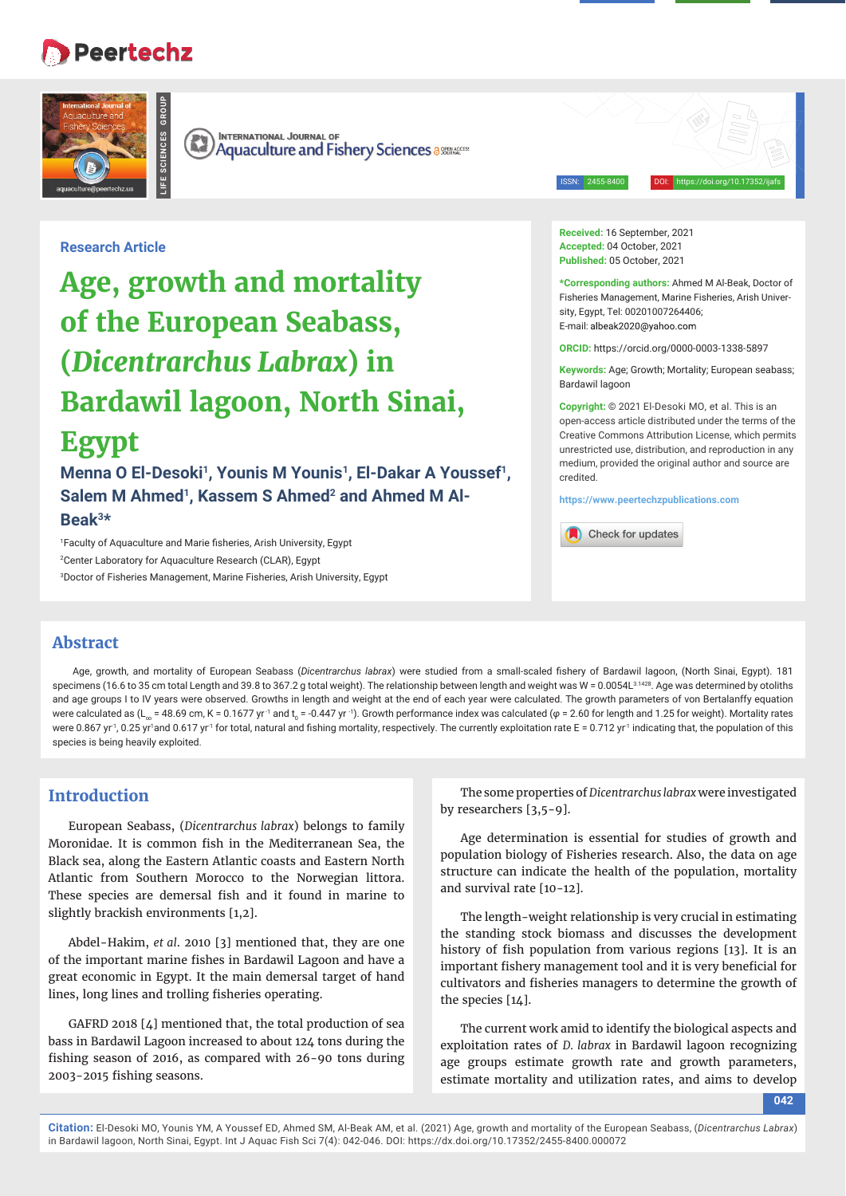Research Article

# Age, growth and mortality of the European Seabass, (*Dicentrarchus Labrax*) in Bardawil lagoon, North Sinai, Egypt

**Menna O El-Desoki[1], Younis M Younis[1], El-Dakar A Youssef[1], Salem M Ahmed[1], Kassem S Ahmed[2] and Ahmed M Al-Beak[3]***

[1]Faculty of Aquaculture and Marie fisheries, Arish University, Egypt

[2]Center Laboratory for Aquaculture Research (CLAR), Egypt

[3]Doctor of Fisheries Management, Marine Fisheries, Arish University, Egypt

**Received:** 16 September, 2021
**Accepted:** 04 October, 2021
**Published:** 05 October, 2021

***Corresponding authors:** Ahmed M Al-Beak, Doctor of Fisheries Management, Marine Fisheries, Arish University, Egypt, Tel: 00201007264406; E-mail: albeak2020@yahoo.com

**ORCID:** https://orcid.org/0000-0003-1338-5897

**Keywords:** Age; Growth; Mortality; European seabass; Bardawil lagoon

**Copyright:** © 2021 El-Desoki MO, et al. This is an open-access article distributed under the terms of the Creative Commons Attribution License, which permits unrestricted use, distribution, and reproduction in any medium, provided the original author and source are credited.

https://www.peertechzpublications.com

## Abstract

Age, growth, and mortality of European Seabass (*Dicentrarchus labrax*) were studied from a small-scaled fishery of Bardawil lagoon, (North Sinai, Egypt). 181 specimens (16.6 to 35 cm total Length and 39.8 to 367.2 g total weight). The relationship between length and weight was $W = 0.0054L^{3.1428}$. Age was determined by otoliths and age groups I to IV years were observed. Growths in length and weight at the end of each year were calculated. The growth parameters of von Bertalanffy equation were calculated as ($L_\infty$ = 48.69 cm, K = 0.1677 yr$^{-1}$ and $t_0$ = -0.447 yr$^{-1}$). Growth performance index was calculated ($\varphi$ = 2.60 for length and 1.25 for weight). Mortality rates were 0.867 yr$^{-1}$, 0.25 yr$^{-1}$and 0.617 yr$^{-1}$ for total, natural and fishing mortality, respectively. The currently exploitation rate E = 0.712 yr$^{-1}$ indicating that, the population of this species is being heavily exploited.

## Introduction

European Seabass, (*Dicentrarchus labrax*) belongs to family Moronidae. It is common fish in the Mediterranean Sea, the Black sea, along the Eastern Atlantic coasts and Eastern North Atlantic from Southern Morocco to the Norwegian littora. These species are demersal fish and it found in marine to slightly brackish environments [1,2].

Abdel-Hakim, *et al.* 2010 [3] mentioned that, they are one of the important marine fishes in Bardawil Lagoon and have a great economic in Egypt. It the main demersal target of hand lines, long lines and trolling fisheries operating.

GAFRD 2018 [4] mentioned that, the total production of sea bass in Bardawil Lagoon increased to about 124 tons during the fishing season of 2016, as compared with 26-90 tons during 2003-2015 fishing seasons.

The some properties of *Dicentrarchus labrax* were investigated by researchers [3,5-9].

Age determination is essential for studies of growth and population biology of Fisheries research. Also, the data on age structure can indicate the health of the population, mortality and survival rate [10-12].

The length-weight relationship is very crucial in estimating the standing stock biomass and discusses the development history of fish population from various regions [13]. It is an important fishery management tool and it is very beneficial for cultivators and fisheries managers to determine the growth of the species [14].

The current work amid to identify the biological aspects and exploitation rates of *D. labrax* in Bardawil lagoon recognizing age groups estimate growth rate and growth parameters, estimate mortality and utilization rates, and aims to develop

**Citation:** El-Desoki MO, Younis YM, A Youssef ED, Ahmed SM, Al-Beak AM, et al. (2021) Age, growth and mortality of the European Seabass, (*Dicentrarchus Labrax*) in Bardawil lagoon, North Sinai, Egypt. Int J Aquac Fish Sci 7(4): 042-046. DOI: https://dx.doi.org/10.17352/2455-8400.000072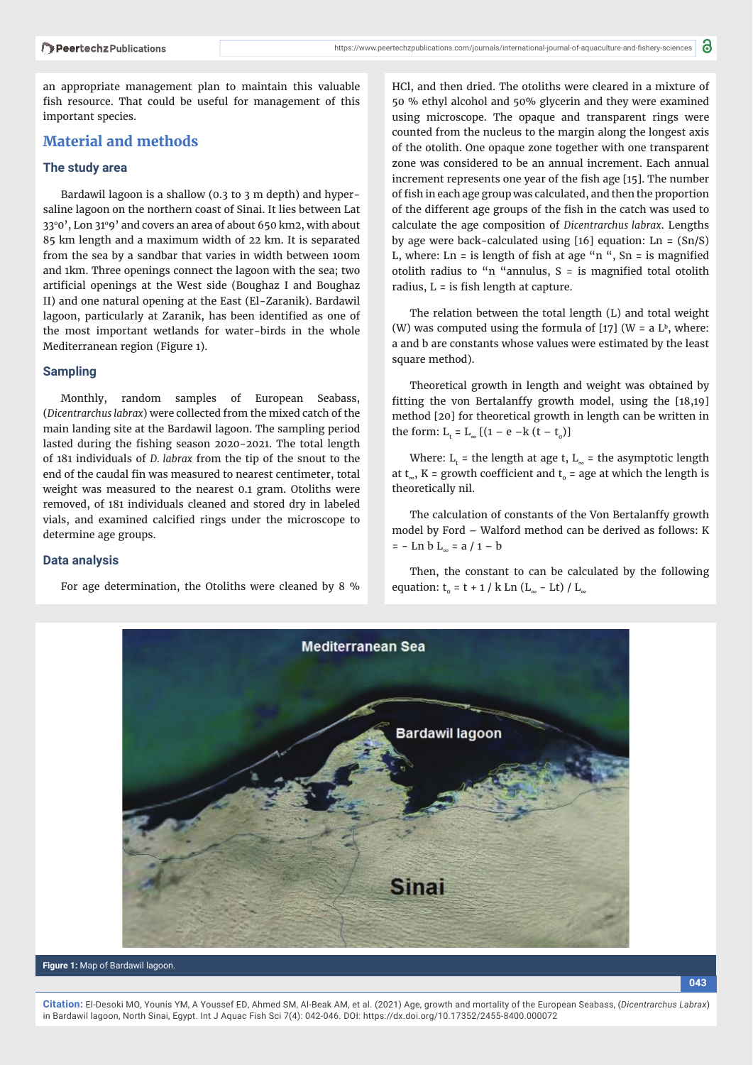an appropriate management plan to maintain this valuable fish resource. That could be useful for management of this important species.

## Material and methods

### The study area

Bardawil lagoon is a shallow (0.3 to 3 m depth) and hyper-saline lagoon on the northern coast of Sinai. It lies between Lat 33°0', Lon 31°9' and covers an area of about 650 km2, with about 85 km length and a maximum width of 22 km. It is separated from the sea by a sandbar that varies in width between 100m and 1km. Three openings connect the lagoon with the sea; two artificial openings at the West side (Boughaz I and Boughaz II) and one natural opening at the East (El-Zaranik). Bardawil lagoon, particularly at Zaranik, has been identified as one of the most important wetlands for water-birds in the whole Mediterranean region (Figure 1).

### Sampling

Monthly, random samples of European Seabass, (*Dicentrarchus labrax*) were collected from the mixed catch of the main landing site at the Bardawil lagoon. The sampling period lasted during the fishing season 2020-2021. The total length of 181 individuals of *D. labrax* from the tip of the snout to the end of the caudal fin was measured to nearest centimeter, total weight was measured to the nearest 0.1 gram. Otoliths were removed, of 181 individuals cleaned and stored dry in labeled vials, and examined calcified rings under the microscope to determine age groups.

### Data analysis

For age determination, the Otoliths were cleaned by 8 % HCl, and then dried. The otoliths were cleared in a mixture of 50 % ethyl alcohol and 50% glycerin and they were examined using microscope. The opaque and transparent rings were counted from the nucleus to the margin along the longest axis of the otolith. One opaque zone together with one transparent zone was considered to be an annual increment. Each annual increment represents one year of the fish age [15]. The number of fish in each age group was calculated, and then the proportion of the different age groups of the fish in the catch was used to calculate the age composition of *Dicentrarchus labrax*. Lengths by age were back-calculated using [16] equation: $Ln = (Sn/S) L$, where: Ln = is length of fish at age "n ", Sn = is magnified otolith radius to "n "annulus, S = is magnified total otolith radius, L = is fish length at capture.

The relation between the total length (L) and total weight (W) was computed using the formula of [17] ($W = a L^b$, where: a and b are constants whose values were estimated by the least square method).

Theoretical growth in length and weight was obtained by fitting the von Bertalanffy growth model, using the [18,19] method [20] for theoretical growth in length can be written in the form: $L_t = L_\infty [(1 - e - k (t - t_0)]$

Where: $L_t$ = the length at age t, $L_\infty$ = the asymptotic length at $t_\infty$, K = growth coefficient and $t_0$ = age at which the length is theoretically nil.

The calculation of constants of the Von Bertalanffy growth model by Ford – Walford method can be derived as follows: $K = - \text{Ln } b$ $L_\infty = a / 1 - b$

Then, the constant to can be calculated by the following equation: $t_0 = t + 1 / k \text{ Ln } (L_\infty - Lt) / L_\infty$

Figure 1: Map of Bardawil lagoon.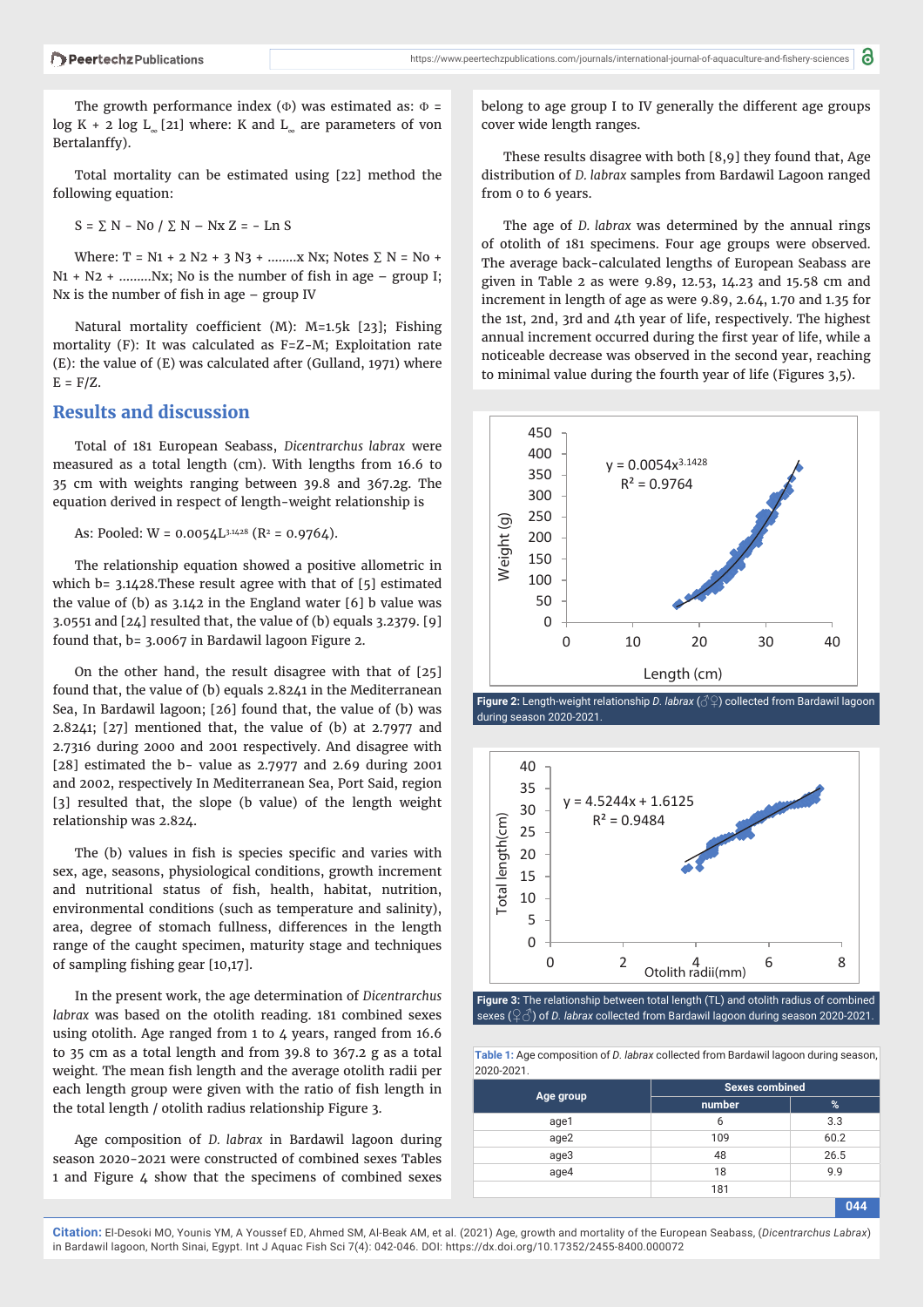The growth performance index (Φ) was estimated as: $\Phi = \log K + 2 \log L_\infty$ [21] where: K and $L_\infty$ are parameters of von Bertalanffy).

Total mortality can be estimated using [22] method the following equation:

$S = \sum N - No / \sum N - Nx$ $Z = - \text{Ln } S$

Where: $T = N1 + 2 N2 + 3 N3 + \ldots\ldots x Nx$; Notes $\sum N = No + N1 + N2 + \ldots\ldots Nx$; No is the number of fish in age – group I; Nx is the number of fish in age – group IV

Natural mortality coefficient (M): M=1.5k [23]; Fishing mortality (F): It was calculated as F=Z-M; Exploitation rate (E): the value of (E) was calculated after (Gulland, 1971) where E = F/Z.

## Results and discussion

Total of 181 European Seabass, *Dicentrarchus labrax* were measured as a total length (cm). With lengths from 16.6 to 35 cm with weights ranging between 39.8 and 367.2g. The equation derived in respect of length-weight relationship is

As: Pooled: $W = 0.0054L^{3.1428}$ ($R^2 = 0.9764$).

The relationship equation showed a positive allometric in which b= 3.1428.These result agree with that of [5] estimated the value of (b) as 3.142 in the England water [6] b value was 3.0551 and [24] resulted that, the value of (b) equals 3.2379. [9] found that, b= 3.0067 in Bardawil lagoon Figure 2.

On the other hand, the result disagree with that of [25] found that, the value of (b) equals 2.8241 in the Mediterranean Sea, In Bardawil lagoon; [26] found that, the value of (b) was 2.8241; [27] mentioned that, the value of (b) at 2.7977 and 2.7316 during 2000 and 2001 respectively. And disagree with [28] estimated the b- value as 2.7977 and 2.69 during 2001 and 2002, respectively In Mediterranean Sea, Port Said, region [3] resulted that, the slope (b value) of the length weight relationship was 2.824.

The (b) values in fish is species specific and varies with sex, age, seasons, physiological conditions, growth increment and nutritional status of fish, health, habitat, nutrition, environmental conditions (such as temperature and salinity), area, degree of stomach fullness, differences in the length range of the caught specimen, maturity stage and techniques of sampling fishing gear [10,17].

In the present work, the age determination of *Dicentrarchus labrax* was based on the otolith reading. 181 combined sexes using otolith. Age ranged from 1 to 4 years, ranged from 16.6 to 35 cm as a total length and from 39.8 to 367.2 g as a total weight. The mean fish length and the average otolith radii per each length group were given with the ratio of fish length in the total length / otolith radius relationship Figure 3.

Age composition of *D. labrax* in Bardawil lagoon during season 2020-2021 were constructed of combined sexes Tables 1 and Figure 4 show that the specimens of combined sexes belong to age group I to IV generally the different age groups cover wide length ranges.

These results disagree with both [8,9] they found that, Age distribution of *D. labrax* samples from Bardawil Lagoon ranged from 0 to 6 years.

The age of *D. labrax* was determined by the annual rings of otolith of 181 specimens. Four age groups were observed. The average back-calculated lengths of European Seabass are given in Table 2 as were 9.89, 12.53, 14.23 and 15.58 cm and increment in length of age as were 9.89, 2.64, 1.70 and 1.35 for the 1st, 2nd, 3rd and 4th year of life, respectively. The highest annual increment occurred during the first year of life, while a noticeable decrease was observed in the second year, reaching to minimal value during the fourth year of life (Figures 3,5).

**Figure 2:** Length-weight relationship *D. labrax* (♂♀) collected from Bardawil lagoon during season 2020-2021.

**Figure 3:** The relationship between total length (TL) and otolith radius of combined sexes (♀♂) of *D. labrax* collected from Bardawil lagoon during season 2020-2021.

**Table 1:** Age composition of *D. labrax* collected from Bardawil lagoon during season, 2020-2021.

| Age group | Sexes combined | |
|---|---|---|
| | number | % |
| age1 | 6 | 3.3 |
| age2 | 109 | 60.2 |
| age3 | 48 | 26.5 |
| age4 | 18 | 9.9 |
| | 181 | |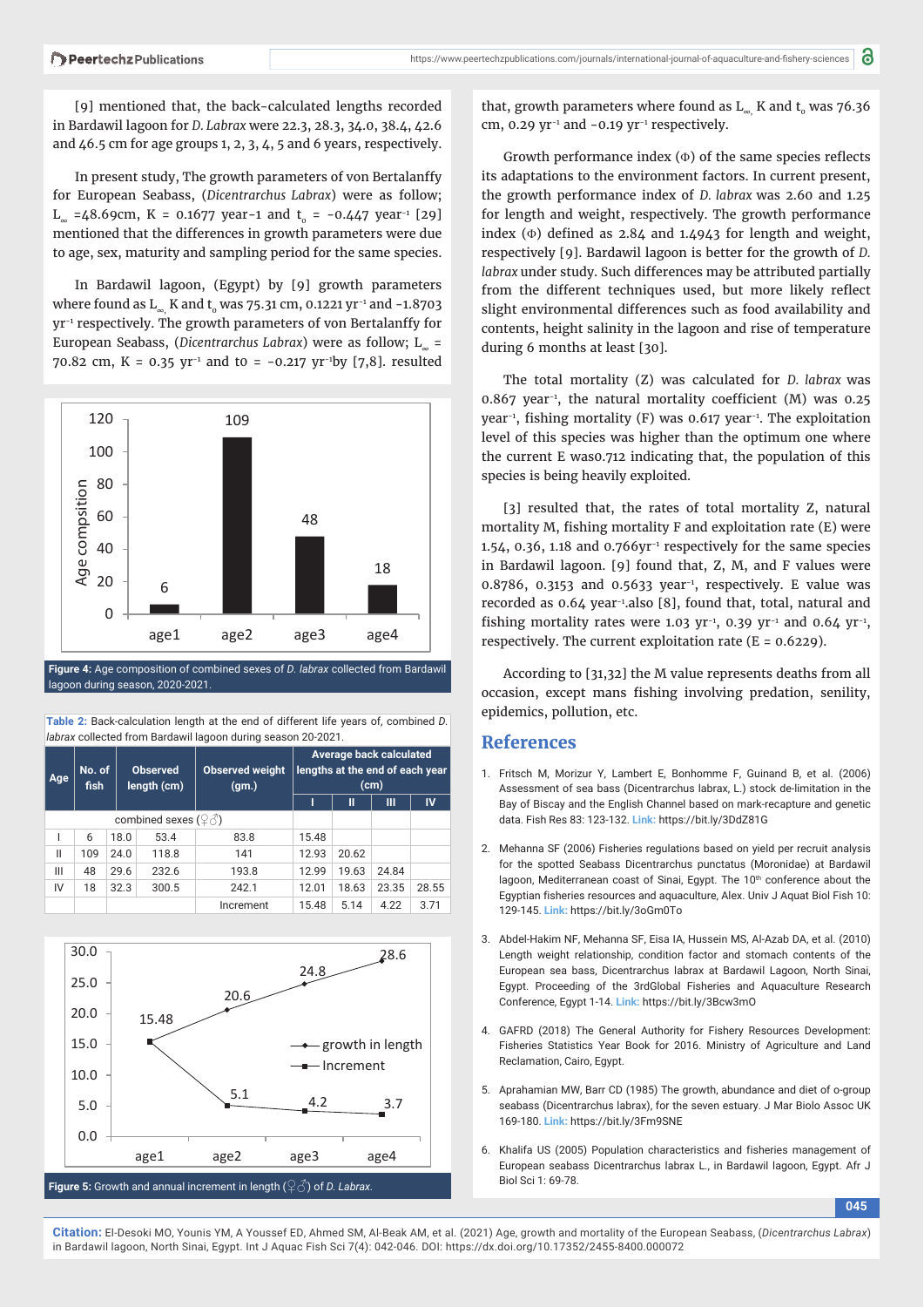[9] mentioned that, the back-calculated lengths recorded in Bardawil lagoon for *D. Labrax* were 22.3, 28.3, 34.0, 38.4, 42.6 and 46.5 cm for age groups 1, 2, 3, 4, 5 and 6 years, respectively.

In present study, The growth parameters of von Bertalanffy for European Seabass, (*Dicentrarchus Labrax*) were as follow; $L_\infty$ =48.69cm, K = 0.1677 year-1 and $t_0$ = -0.447 year$^{-1}$ [29] mentioned that the differences in growth parameters were due to age, sex, maturity and sampling period for the same species.

In Bardawil lagoon, (Egypt) by [9] growth parameters where found as $L_\infty$, K and $t_0$ was 75.31 cm, 0.1221 yr$^{-1}$ and -1.8703 yr$^{-1}$ respectively. The growth parameters of von Bertalanffy for European Seabass, (*Dicentrarchus Labrax*) were as follow; $L_\infty$ = 70.82 cm, K = 0.35 yr$^{-1}$ and to = -0.217 yr$^{-1}$by [7,8]. resulted that, growth parameters where found as $L_\infty$, K and $t_0$ was 76.36 cm, 0.29 yr$^{-1}$ and -0.19 yr$^{-1}$ respectively.

Growth performance index (Φ) of the same species reflects its adaptations to the environment factors. In current present, the growth performance index of *D. labrax* was 2.60 and 1.25 for length and weight, respectively. The growth performance index (Φ) defined as 2.84 and 1.4943 for length and weight, respectively [9]. Bardawil lagoon is better for the growth of *D. labrax* under study. Such differences may be attributed partially from the different techniques used, but more likely reflect slight environmental differences such as food availability and contents, height salinity in the lagoon and rise of temperature during 6 months at least [30].

The total mortality (Z) was calculated for *D. labrax* was 0.867 year$^{-1}$, the natural mortality coefficient (M) was 0.25 year$^{-1}$, fishing mortality (F) was 0.617 year$^{-1}$. The exploitation level of this species was higher than the optimum one where the current E was0.712 indicating that, the population of this species is being heavily exploited.

[3] resulted that, the rates of total mortality Z, natural mortality M, fishing mortality F and exploitation rate (E) were 1.54, 0.36, 1.18 and 0.766yr$^{-1}$ respectively for the same species in Bardawil lagoon. [9] found that, Z, M, and F values were 0.8786, 0.3153 and 0.5633 year$^{-1}$, respectively. E value was recorded as 0.64 year$^{-1}$.also [8], found that, total, natural and fishing mortality rates were 1.03 yr$^{-1}$, 0.39 yr$^{-1}$ and 0.64 yr$^{-1}$, respectively. The current exploitation rate (E = 0.6229).

According to [31,32] the M value represents deaths from all occasion, except mans fishing involving predation, senility, epidemics, pollution, etc.

**Figure 4:** Age composition of combined sexes of *D. labrax* collected from Bardawil lagoon during season, 2020-2021.

**Table 2:** Back-calculation length at the end of different life years of, combined *D. labrax* collected from Bardawil lagoon during season 20-2021.

| Age | No. of fish | | Observed length (cm) | Observed weight (gm.) | Average back calculated lengths at the end of each year (cm) | | | |
|---|---|---|---|---|---|---|---|---|
| | | | | | I | II | III | IV |
| combined sexes (♀♂) | | | | | | | | |
| I | 6 | 18.0 | 53.4 | 83.8 | 15.48 | | | |
| II | 109 | 24.0 | 118.8 | 141 | 12.93 | 20.62 | | |
| III | 48 | 29.6 | 232.6 | 193.8 | 12.99 | 19.63 | 24.84 | |
| IV | 18 | 32.3 | 300.5 | 242.1 | 12.01 | 18.63 | 23.35 | 28.55 |
| | | | | Increment | 15.48 | 5.14 | 4.22 | 3.71 |

**Figure 5:** Growth and annual increment in length (♀♂) of *D. Labrax*.

## References

1. Fritsch M, Morizur Y, Lambert E, Bonhomme F, Guinand B, et al. (2006) Assessment of sea bass (Dicentrarchus labrax, L.) stock de-limitation in the Bay of Biscay and the English Channel based on mark-recapture and genetic data. Fish Res 83: 123-132. **Link:** https://bit.ly/3DdZ81G

2. Mehanna SF (2006) Fisheries regulations based on yield per recruit analysis for the spotted Seabass Dicentrarchus punctatus (Moronidae) at Bardawil lagoon, Mediterranean coast of Sinai, Egypt. The 10th conference about the Egyptian fisheries resources and aquaculture, Alex. Univ J Aquat Biol Fish 10: 129-145. **Link:** https://bit.ly/3oGm0To

3. Abdel-Hakim NF, Mehanna SF, Eisa IA, Hussein MS, Al-Azab DA, et al. (2010) Length weight relationship, condition factor and stomach contents of the European sea bass, Dicentrarchus labrax at Bardawil Lagoon, North Sinai, Egypt. Proceeding of the 3rdGlobal Fisheries and Aquaculture Research Conference, Egypt 1-14. **Link:** https://bit.ly/3Bcw3mO

4. GAFRD (2018) The General Authority for Fishery Resources Development: Fisheries Statistics Year Book for 2016. Ministry of Agriculture and Land Reclamation, Cairo, Egypt.

5. Aprahamian MW, Barr CD (1985) The growth, abundance and diet of o-group seabass (Dicentrarchus labrax), for the seven estuary. J Mar Biolo Assoc UK 169-180. **Link:** https://bit.ly/3Fm9SNE

6. Khalifa US (2005) Population characteristics and fisheries management of European seabass Dicentrarchus labrax L., in Bardawil lagoon, Egypt. Afr J Biol Sci 1: 69-78.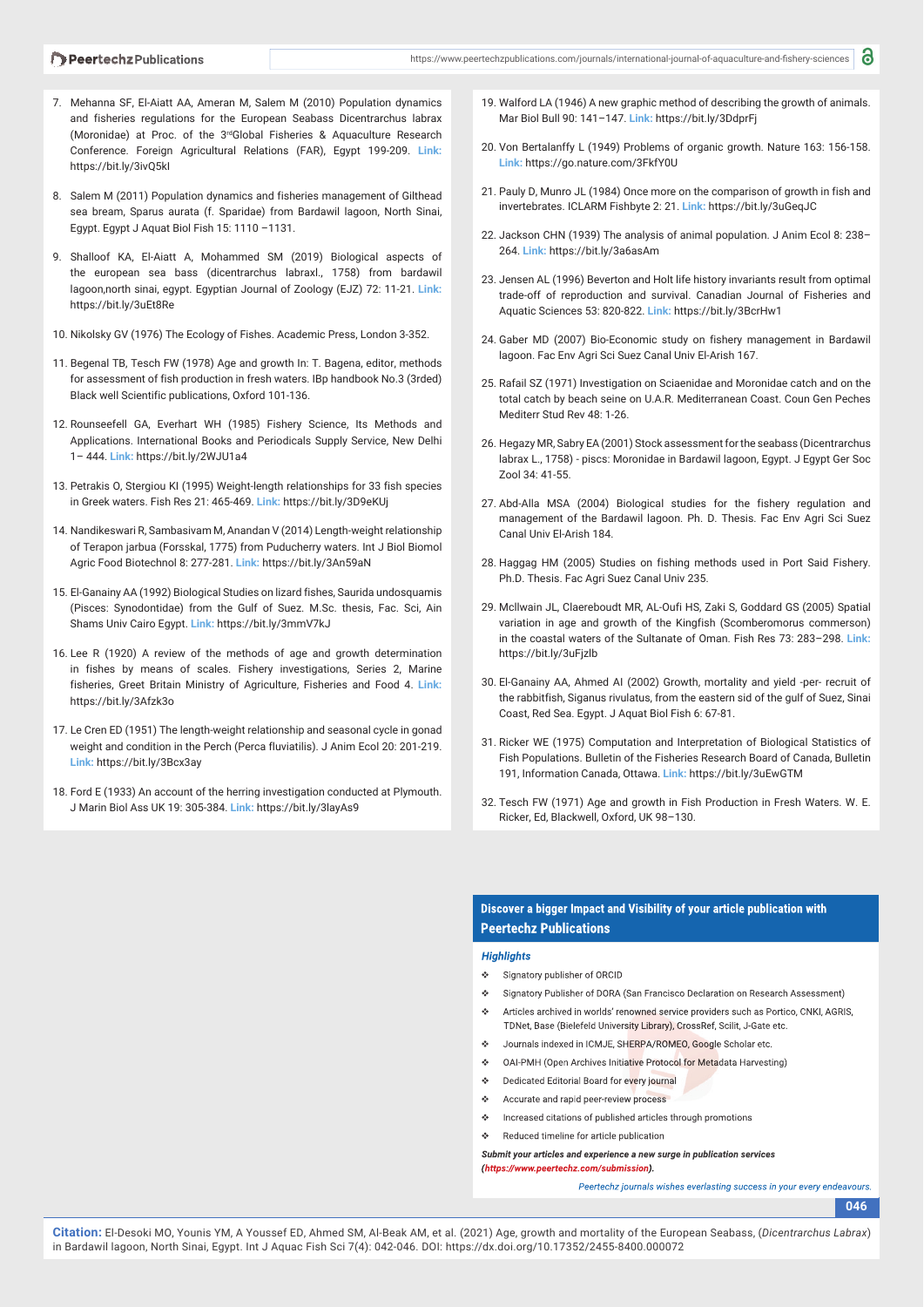7. Mehanna SF, El-Aiatt AA, Ameran M, Salem M (2010) Population dynamics and fisheries regulations for the European Seabass Dicentrarchus labrax (Moronidae) at Proc. of the 3rdGlobal Fisheries & Aquaculture Research Conference. Foreign Agricultural Relations (FAR), Egypt 199-209. **Link:** https://bit.ly/3ivQ5kl

8. Salem M (2011) Population dynamics and fisheries management of Gilthead sea bream, Sparus aurata (f. Sparidae) from Bardawil lagoon, North Sinai, Egypt. Egypt J Aquat Biol Fish 15: 1110 –1131.

9. Shalloof KA, El-Aiatt A, Mohammed SM (2019) Biological aspects of the european sea bass (dicentrarchus labraxl., 1758) from bardawil lagoon,north sinai, egypt. Egyptian Journal of Zoology (EJZ) 72: 11-21. **Link:** https://bit.ly/3uEt8Re

10. Nikolsky GV (1976) The Ecology of Fishes. Academic Press, London 3-352.

11. Begenal TB, Tesch FW (1978) Age and growth In: T. Bagena, editor, methods for assessment of fish production in fresh waters. IBp handbook No.3 (3rded) Black well Scientific publications, Oxford 101-136.

12. Rounseefell GA, Everhart WH (1985) Fishery Science, Its Methods and Applications. International Books and Periodicals Supply Service, New Delhi 1– 444. **Link:** https://bit.ly/2WJU1a4

13. Petrakis O, Stergiou KI (1995) Weight-length relationships for 33 fish species in Greek waters. Fish Res 21: 465-469. **Link:** https://bit.ly/3D9eKUj

14. Nandikeswari R, Sambasivam M, Anandan V (2014) Length-weight relationship of Terapon jarbua (Forsskal, 1775) from Puducherry waters. Int J Biol Biomol Agric Food Biotechnol 8: 277-281. **Link:** https://bit.ly/3An59aN

15. El-Ganainy AA (1992) Biological Studies on lizard fishes, Saurida undosquamis (Pisces: Synodontidae) from the Gulf of Suez. M.Sc. thesis, Fac. Sci, Ain Shams Univ Cairo Egypt. **Link:** https://bit.ly/3mmV7kJ

16. Lee R (1920) A review of the methods of age and growth determination in fishes by means of scales. Fishery investigations, Series 2, Marine fisheries, Greet Britain Ministry of Agriculture, Fisheries and Food 4. **Link:** https://bit.ly/3Afzk3o

17. Le Cren ED (1951) The length-weight relationship and seasonal cycle in gonad weight and condition in the Perch (Perca fluviatilis). J Anim Ecol 20: 201-219. **Link:** https://bit.ly/3Bcx3ay

18. Ford E (1933) An account of the herring investigation conducted at Plymouth. J Marin Biol Ass UK 19: 305-384. **Link:** https://bit.ly/3layAs9

19. Walford LA (1946) A new graphic method of describing the growth of animals. Mar Biol Bull 90: 141–147. **Link:** https://bit.ly/3DdprFj

20. Von Bertalanffy L (1949) Problems of organic growth. Nature 163: 156-158. **Link:** https://go.nature.com/3FkfY0U

21. Pauly D, Munro JL (1984) Once more on the comparison of growth in fish and invertebrates. ICLARM Fishbyte 2: 21. **Link:** https://bit.ly/3uGeqJC

22. Jackson CHN (1939) The analysis of animal population. J Anim Ecol 8: 238–264. **Link:** https://bit.ly/3a6asAm

23. Jensen AL (1996) Beverton and Holt life history invariants result from optimal trade-off of reproduction and survival. Canadian Journal of Fisheries and Aquatic Sciences 53: 820-822. **Link:** https://bit.ly/3BcrHw1

24. Gaber MD (2007) Bio-Economic study on fishery management in Bardawil lagoon. Fac Env Agri Sci Suez Canal Univ El-Arish 167.

25. Rafail SZ (1971) Investigation on Sciaenidae and Moronidae catch and on the total catch by beach seine on U.A.R. Mediterranean Coast. Coun Gen Peches Mediterr Stud Rev 48: 1-26.

26. Hegazy MR, Sabry EA (2001) Stock assessment for the seabass (Dicentrarchus labrax L., 1758) - piscs: Moronidae in Bardawil lagoon, Egypt. J Egypt Ger Soc Zool 34: 41-55.

27. Abd-Alla MSA (2004) Biological studies for the fishery regulation and management of the Bardawil lagoon. Ph. D. Thesis. Fac Env Agri Sci Suez Canal Univ El-Arish 184.

28. Haggag HM (2005) Studies on fishing methods used in Port Said Fishery. Ph.D. Thesis. Fac Agri Suez Canal Univ 235.

29. McIlwain JL, Claereboudt MR, AL-Oufi HS, Zaki S, Goddard GS (2005) Spatial variation in age and growth of the Kingfish (Scomberomorus commerson) in the coastal waters of the Sultanate of Oman. Fish Res 73: 283–298. **Link:** https://bit.ly/3uFjzlb

30. El-Ganainy AA, Ahmed AI (2002) Growth, mortality and yield -per- recruit of the rabbitfish, Siganus rivulatus, from the eastern sid of the gulf of Suez, Sinai Coast, Red Sea. Egypt. J Aquat Biol Fish 6: 67-81.

31. Ricker WE (1975) Computation and Interpretation of Biological Statistics of Fish Populations. Bulletin of the Fisheries Research Board of Canada, Bulletin 191, Information Canada, Ottawa. **Link:** https://bit.ly/3uEwGTM

32. Tesch FW (1971) Age and growth in Fish Production in Fresh Waters. W. E. Ricker, Ed, Blackwell, Oxford, UK 98–130.

**Discover a bigger Impact and Visibility of your article publication with Peertechz Publications**

***Highlights***

- Signatory publisher of ORCID
- Signatory Publisher of DORA (San Francisco Declaration on Research Assessment)
- Articles archived in worlds' renowned service providers such as Portico, CNKI, AGRIS, TDNet, Base (Bielefeld University Library), CrossRef, Scilit, J-Gate etc.
- Journals indexed in ICMJE, SHERPA/ROMEO, Google Scholar etc.
- OAI-PMH (Open Archives Initiative Protocol for Metadata Harvesting)
- Dedicated Editorial Board for every journal
- Accurate and rapid peer-review process
- Increased citations of published articles through promotions
- Reduced timeline for article publication

***Submit your articles and experience a new surge in publication services (https://www.peertechz.com/submission).***

*Peertechz journals wishes everlasting success in your every endeavours.*

**Citation:** El-Desoki MO, Younis YM, A Youssef ED, Ahmed SM, Al-Beak AM, et al. (2021) Age, growth and mortality of the European Seabass, (*Dicentrarchus Labrax*) in Bardawil lagoon, North Sinai, Egypt. Int J Aquac Fish Sci 7(4): 042-046. DOI: https://dx.doi.org/10.17352/2455-8400.000072